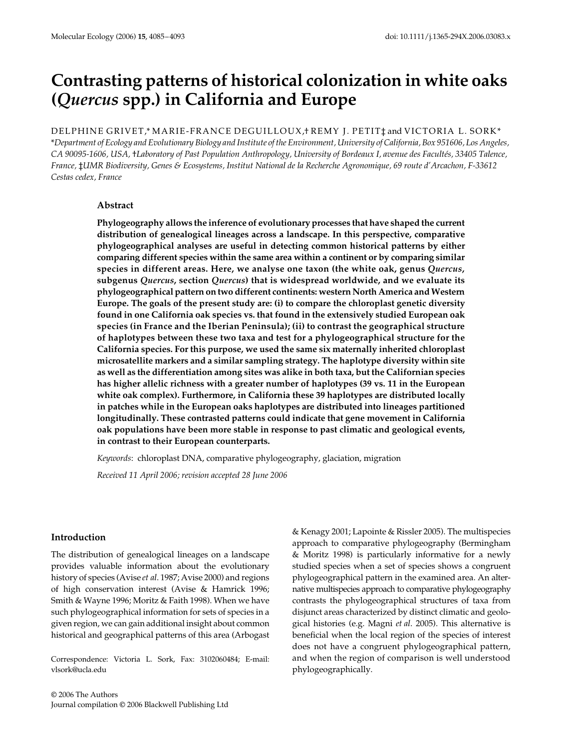# Contrasting patterns of historical colonization in white oaks (*Quercus* spp.) in California and Europe

DELPHINE GRIVET,* MARIE-FRANCE DEGUILLOUX,† REMY J. PETIT‡ and VICTORIA L. SORK*

*Department of Ecology and Evolutionary Biology and Institute of the Environment, University of California, Box 951606, Los Angeles, CA 90095-1606, USA, †Laboratory of Past Population Anthropology, University of Bordeaux I, avenue des Facultés, 33405 Talence, France, ‡UMR Biodiversity, Genes & Ecosystems, Institut National de la Recherche Agronomique, 69 route d'Arcachon, F-33612 Cestas cedex, France*

## Abstract

**Phylogeography allows the inference of evolutionary processes that have shaped the current distribution of genealogical lineages across a landscape. In this perspective, comparative phylogeographical analyses are useful in detecting common historical patterns by either comparing different species within the same area within a continent or by comparing similar species in different areas. Here, we analyse one taxon (the white oak, genus *Quercus*, subgenus *Quercus*, section *Quercus*) that is widespread worldwide, and we evaluate its phylogeographical pattern on two different continents: western North America and Western Europe. The goals of the present study are: (i) to compare the chloroplast genetic diversity found in one California oak species vs. that found in the extensively studied European oak species (in France and the Iberian Peninsula); (ii) to contrast the geographical structure of haplotypes between these two taxa and test for a phylogeographical structure for the California species. For this purpose, we used the same six maternally inherited chloroplast microsatellite markers and a similar sampling strategy. The haplotype diversity within site as well as the differentiation among sites was alike in both taxa, but the Californian species has higher allelic richness with a greater number of haplotypes (39 vs. 11 in the European white oak complex). Furthermore, in California these 39 haplotypes are distributed locally in patches while in the European oaks haplotypes are distributed into lineages partitioned longitudinally. These contrasted patterns could indicate that gene movement in California oak populations have been more stable in response to past climatic and geological events, in contrast to their European counterparts.**

*Keywords*: chloroplast DNA, comparative phylogeography, glaciation, migration

*Received 11 April 2006; revision accepted 28 June 2006*

## Introduction

The distribution of genealogical lineages on a landscape provides valuable information about the evolutionary history of species (Avise *et al*. 1987; Avise 2000) and regions of high conservation interest (Avise & Hamrick 1996; Smith & Wayne 1996; Moritz & Faith 1998). When we have such phylogeographical information for sets of species in a given region, we can gain additional insight about common historical and geographical patterns of this area (Arbogast & Kenagy 2001; Lapointe & Rissler 2005). The multispecies approach to comparative phylogeography (Bermingham & Moritz 1998) is particularly informative for a newly studied species when a set of species shows a congruent phylogeographical pattern in the examined area. An alternative multispecies approach to comparative phylogeography contrasts the phylogeographical structures of taxa from disjunct areas characterized by distinct climatic and geological histories (e.g. Magni *et al*. 2005). This alternative is beneficial when the local region of the species of interest does not have a congruent phylogeographical pattern, and when the region of comparison is well understood phylogeographically.

Correspondence: Victoria L. Sork, Fax: 3102060484; E-mail: vlsork@ucla.edu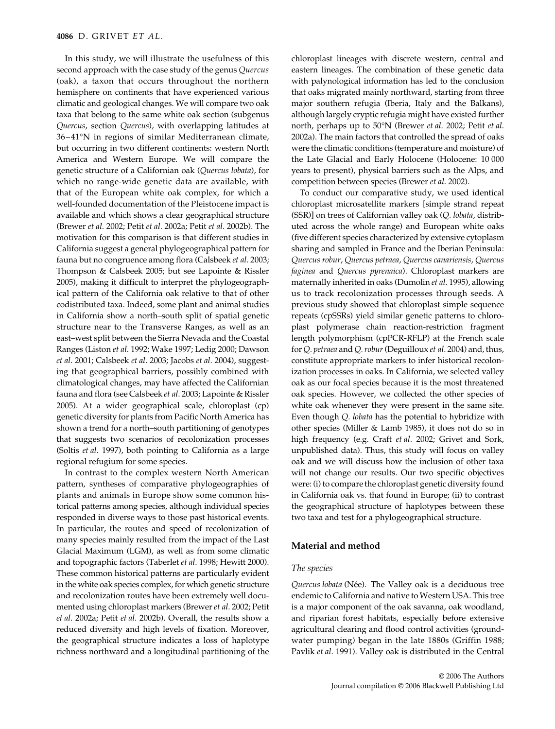In this study, we will illustrate the usefulness of this second approach with the case study of the genus *Quercus* (oak), a taxon that occurs throughout the northern hemisphere on continents that have experienced various climatic and geological changes. We will compare two oak taxa that belong to the same white oak section (subgenus *Quercus*, section *Quercus*), with overlapping latitudes at 36–41°N in regions of similar Mediterranean climate, but occurring in two different continents: western North America and Western Europe. We will compare the genetic structure of a Californian oak (*Quercus lobata*), for which no range-wide genetic data are available, with that of the European white oak complex, for which a well-founded documentation of the Pleistocene impact is available and which shows a clear geographical structure (Brewer *et al*. 2002; Petit *et al*. 2002a; Petit *et al*. 2002b). The motivation for this comparison is that different studies in California suggest a general phylogeographical pattern for fauna but no congruence among flora (Calsbeek *et al*. 2003; Thompson & Calsbeek 2005; but see Lapointe & Rissler 2005), making it difficult to interpret the phylogeographical pattern of the California oak relative to that of other codistributed taxa. Indeed, some plant and animal studies in California show a north–south split of spatial genetic structure near to the Transverse Ranges, as well as an east–west split between the Sierra Nevada and the Coastal Ranges (Liston *et al*. 1992; Wake 1997; Ledig 2000; Dawson *et al*. 2001; Calsbeek *et al*. 2003; Jacobs *et al*. 2004), suggesting that geographical barriers, possibly combined with climatological changes, may have affected the Californian fauna and flora (see Calsbeek *et al*. 2003; Lapointe & Rissler 2005). At a wider geographical scale, chloroplast (cp) genetic diversity for plants from Pacific North America has shown a trend for a north–south partitioning of genotypes that suggests two scenarios of recolonization processes (Soltis *et al*. 1997), both pointing to California as a large regional refugium for some species.

In contrast to the complex western North American pattern, syntheses of comparative phylogeographies of plants and animals in Europe show some common historical patterns among species, although individual species responded in diverse ways to those past historical events. In particular, the routes and speed of recolonization of many species mainly resulted from the impact of the Last Glacial Maximum (LGM), as well as from some climatic and topographic factors (Taberlet *et al*. 1998; Hewitt 2000). These common historical patterns are particularly evident in the white oak species complex, for which genetic structure and recolonization routes have been extremely well documented using chloroplast markers (Brewer *et al*. 2002; Petit *et al*. 2002a; Petit *et al*. 2002b). Overall, the results show a reduced diversity and high levels of fixation. Moreover, the geographical structure indicates a loss of haplotype richness northward and a longitudinal partitioning of the chloroplast lineages with discrete western, central and eastern lineages. The combination of these genetic data with palynological information has led to the conclusion that oaks migrated mainly northward, starting from three major southern refugia (Iberia, Italy and the Balkans), although largely cryptic refugia might have existed further north, perhaps up to 50°N (Brewer *et al*. 2002; Petit *et al*. 2002a). The main factors that controlled the spread of oaks were the climatic conditions (temperature and moisture) of the Late Glacial and Early Holocene (Holocene: 10 000 years to present), physical barriers such as the Alps, and competition between species (Brewer *et al*. 2002).

To conduct our comparative study, we used identical chloroplast microsatellite markers [simple strand repeat (SSR)] on trees of Californian valley oak (*Q. lobata*, distributed across the whole range) and European white oaks (five different species characterized by extensive cytoplasm sharing and sampled in France and the Iberian Peninsula: *Quercus robur*, *Quercus petraea*, *Quercus canariensis*, *Quercus faginea* and *Quercus pyrenaica*). Chloroplast markers are maternally inherited in oaks (Dumolin *et al*. 1995), allowing us to track recolonization processes through seeds. A previous study showed that chloroplast simple sequence repeats (cpSSRs) yield similar genetic patterns to chloroplast polymerase chain reaction-restriction fragment length polymorphism (cpPCR-RFLP) at the French scale for *Q. petraea* and *Q. robur* (Deguilloux *et al*. 2004) and, thus, constitute appropriate markers to infer historical recolonization processes in oaks. In California, we selected valley oak as our focal species because it is the most threatened oak species. However, we collected the other species of white oak whenever they were present in the same site. Even though *Q. lobata* has the potential to hybridize with other species (Miller & Lamb 1985), it does not do so in high frequency (e.g. Craft *et al*. 2002; Grivet and Sork, unpublished data). Thus, this study will focus on valley oak and we will discuss how the inclusion of other taxa will not change our results. Our two specific objectives were: (i) to compare the chloroplast genetic diversity found in California oak vs. that found in Europe; (ii) to contrast the geographical structure of haplotypes between these two taxa and test for a phylogeographical structure.

## Material and method

### The species

*Quercus lobata* (Née). The Valley oak is a deciduous tree endemic to California and native to Western USA. This tree is a major component of the oak savanna, oak woodland, and riparian forest habitats, especially before extensive agricultural clearing and flood control activities (groundwater pumping) began in the late 1880s (Griffin 1988; Pavlik *et al*. 1991). Valley oak is distributed in the Central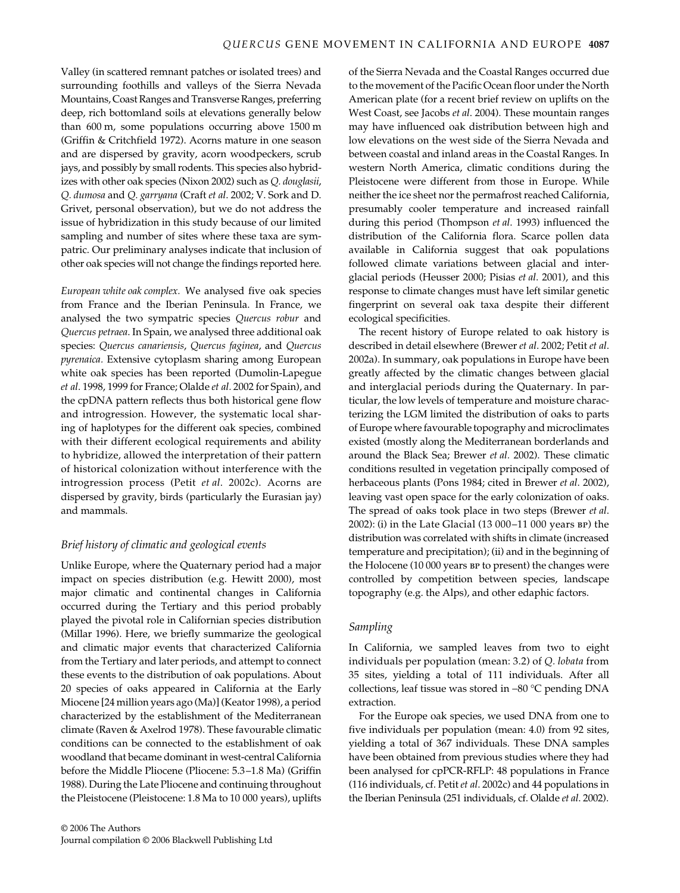Valley (in scattered remnant patches or isolated trees) and surrounding foothills and valleys of the Sierra Nevada Mountains, Coast Ranges and Transverse Ranges, preferring deep, rich bottomland soils at elevations generally below than 600 m, some populations occurring above 1500 m (Griffin & Critchfield 1972). Acorns mature in one season and are dispersed by gravity, acorn woodpeckers, scrub jays, and possibly by small rodents. This species also hybridizes with other oak species (Nixon 2002) such as *Q. douglasii*, *Q. dumosa* and *Q. garryana* (Craft *et al*. 2002; V. Sork and D. Grivet, personal observation), but we do not address the issue of hybridization in this study because of our limited sampling and number of sites where these taxa are sympatric. Our preliminary analyses indicate that inclusion of other oak species will not change the findings reported here.

*European white oak complex.* We analysed five oak species from France and the Iberian Peninsula. In France, we analysed the two sympatric species *Quercus robur* and *Quercus petraea*. In Spain, we analysed three additional oak species: *Quercus canariensis*, *Quercus faginea*, and *Quercus pyrenaica*. Extensive cytoplasm sharing among European white oak species has been reported (Dumolin-Lapegue *et al*. 1998, 1999 for France; Olalde *et al*. 2002 for Spain), and the cpDNA pattern reflects thus both historical gene flow and introgression. However, the systematic local sharing of haplotypes for the different oak species, combined with their different ecological requirements and ability to hybridize, allowed the interpretation of their pattern of historical colonization without interference with the introgression process (Petit *et al*. 2002c). Acorns are dispersed by gravity, birds (particularly the Eurasian jay) and mammals.

### Brief history of climatic and geological events

Unlike Europe, where the Quaternary period had a major impact on species distribution (e.g. Hewitt 2000), most major climatic and continental changes in California occurred during the Tertiary and this period probably played the pivotal role in Californian species distribution (Millar 1996). Here, we briefly summarize the geological and climatic major events that characterized California from the Tertiary and later periods, and attempt to connect these events to the distribution of oak populations. About 20 species of oaks appeared in California at the Early Miocene [24 million years ago (Ma)] (Keator 1998), a period characterized by the establishment of the Mediterranean climate (Raven & Axelrod 1978). These favourable climatic conditions can be connected to the establishment of oak woodland that became dominant in west-central California before the Middle Pliocene (Pliocene: 5.3–1.8 Ma) (Griffin 1988). During the Late Pliocene and continuing throughout the Pleistocene (Pleistocene: 1.8 Ma to 10 000 years), uplifts of the Sierra Nevada and the Coastal Ranges occurred due to the movement of the Pacific Ocean floor under the North American plate (for a recent brief review on uplifts on the West Coast, see Jacobs *et al*. 2004). These mountain ranges may have influenced oak distribution between high and low elevations on the west side of the Sierra Nevada and between coastal and inland areas in the Coastal Ranges. In western North America, climatic conditions during the Pleistocene were different from those in Europe. While neither the ice sheet nor the permafrost reached California, presumably cooler temperature and increased rainfall during this period (Thompson *et al*. 1993) influenced the distribution of the California flora. Scarce pollen data available in California suggest that oak populations followed climate variations between glacial and interglacial periods (Heusser 2000; Pisias *et al*. 2001), and this response to climate changes must have left similar genetic fingerprint on several oak taxa despite their different ecological specificities.

The recent history of Europe related to oak history is described in detail elsewhere (Brewer *et al*. 2002; Petit *et al*. 2002a). In summary, oak populations in Europe have been greatly affected by the climatic changes between glacial and interglacial periods during the Quaternary. In particular, the low levels of temperature and moisture characterizing the LGM limited the distribution of oaks to parts of Europe where favourable topography and microclimates existed (mostly along the Mediterranean borderlands and around the Black Sea; Brewer *et al*. 2002). These climatic conditions resulted in vegetation principally composed of herbaceous plants (Pons 1984; cited in Brewer *et al*. 2002), leaving vast open space for the early colonization of oaks. The spread of oaks took place in two steps (Brewer *et al*. 2002): (i) in the Late Glacial (13 000–11 000 years BP) the distribution was correlated with shifts in climate (increased temperature and precipitation); (ii) and in the beginning of the Holocene (10 000 years BP to present) the changes were controlled by competition between species, landscape topography (e.g. the Alps), and other edaphic factors.

### Sampling

In California, we sampled leaves from two to eight individuals per population (mean: 3.2) of *Q. lobata* from 35 sites, yielding a total of 111 individuals. After all collections, leaf tissue was stored in −80 °C pending DNA extraction.

For the Europe oak species, we used DNA from one to five individuals per population (mean: 4.0) from 92 sites, yielding a total of 367 individuals. These DNA samples have been obtained from previous studies where they had been analysed for cpPCR-RFLP: 48 populations in France (116 individuals, cf. Petit *et al*. 2002c) and 44 populations in the Iberian Peninsula (251 individuals, cf. Olalde *et al*. 2002).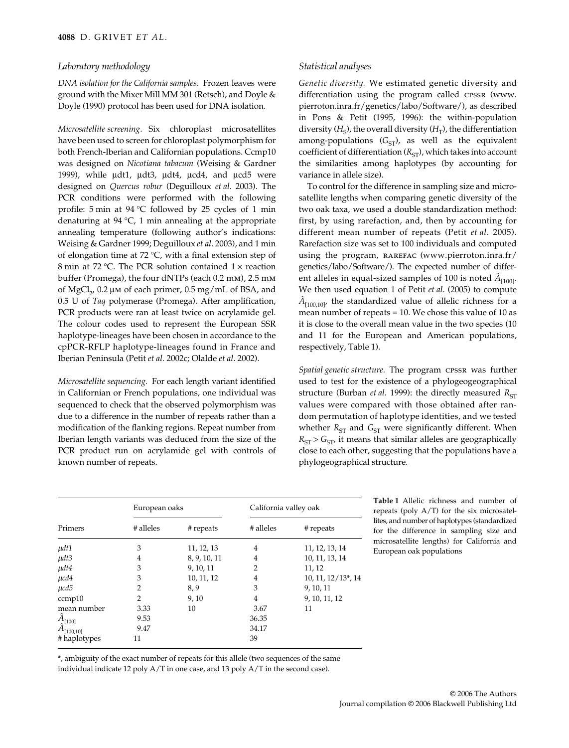### Laboratory methodology

*DNA isolation for the California samples.* Frozen leaves were ground with the Mixer Mill MM 301 (Retsch), and Doyle & Doyle (1990) protocol has been used for DNA isolation.

*Microsatellite screening.* Six chloroplast microsatellites have been used to screen for chloroplast polymorphism for both French-Iberian and Californian populations. Ccmp10 was designed on *Nicotiana tabacum* (Weising & Gardner 1999), while μdt1, μdt3, μdt4, μcd4, and μcd5 were designed on *Quercus robur* (Deguilloux *et al*. 2003). The PCR conditions were performed with the following profile: 5 min at 94 °C followed by 25 cycles of 1 min denaturing at 94 °C, 1 min annealing at the appropriate annealing temperature (following author's indications: Weising & Gardner 1999; Deguilloux *et al*. 2003), and 1 min of elongation time at 72 °C, with a final extension step of 8 min at 72 °C. The PCR solution contained 1 × reaction buffer (Promega), the four dNTPs (each 0.2 mM), 2.5 mM of $MgCl_2$, 0.2 μM of each primer, 0.5 mg/mL of BSA, and 0.5 U of *Taq* polymerase (Promega). After amplification, PCR products were ran at least twice on acrylamide gel. The colour codes used to represent the European SSR haplotype-lineages have been chosen in accordance to the cpPCR-RFLP haplotype-lineages found in France and Iberian Peninsula (Petit *et al*. 2002c; Olalde *et al*. 2002).

*Microsatellite sequencing.* For each length variant identified in Californian or French populations, one individual was sequenced to check that the observed polymorphism was due to a difference in the number of repeats rather than a modification of the flanking regions. Repeat number from Iberian length variants was deduced from the size of the PCR product run on acrylamide gel with controls of known number of repeats.

### Statistical analyses

*Genetic diversity.* We estimated genetic diversity and differentiation using the program called CPSSR (www.pierroton.inra.fr/genetics/labo/Software/), as described in Pons & Petit (1995, 1996): the within-population diversity ($H_S$), the overall diversity ($H_T$), the differentiation among-populations ($G_{ST}$), as well as the equivalent coefficient of differentiation ($R_{ST}$), which takes into account the similarities among haplotypes (by accounting for variance in allele size).

To control for the difference in sampling size and microsatellite lengths when comparing genetic diversity of the two oak taxa, we used a double standardization method: first, by using rarefaction, and, then by accounting for different mean number of repeats (Petit *et al*. 2005). Rarefaction size was set to 100 individuals and computed using the program, RAREFAC (www.pierroton.inra.fr/genetics/labo/Software/). The expected number of different alleles in equal-sized samples of 100 is noted $\hat{A}_{[100]}$. We then used equation 1 of Petit *et al*. (2005) to compute $\hat{A}_{[100,10]}$, the standardized value of allelic richness for a mean number of repeats = 10. We chose this value of 10 as it is close to the overall mean value in the two species (10 and 11 for the European and American populations, respectively, Table 1).

*Spatial genetic structure.* The program CPSSR was further used to test for the existence of a phylogeographical structure (Burban *et al*. 1999): the directly measured $R_{ST}$ values were compared with those obtained after random permutation of haplotype identities, and we tested whether $R_{ST}$ and $G_{ST}$ were significantly different. When $R_{ST} > G_{ST}$, it means that similar alleles are geographically close to each other, suggesting that the populations have a phylogeographical structure.

**Table 1** Allelic richness and number of repeats (poly A/T) for the six microsatellites, and number of haplotypes (standardized for the difference in sampling size and microsatellite lengths) for California and European oak populations

| | European oaks | | California valley oak | |
|---|---|---|---|---|
| Primers | # alleles | # repeats | # alleles | # repeats |
| *μdt1* | 3 | 11, 12, 13 | 4 | 11, 12, 13, 14 |
| *μdt3* | 4 | 8, 9, 10, 11 | 4 | 10, 11, 13, 14 |
| *μdt4* | 3 | 9, 10, 11 | 2 | 11, 12 |
| *μcd4* | 3 | 10, 11, 12 | 4 | 10, 11, 12/13*, 14 |
| *μcd5* | 2 | 8, 9 | 3 | 9, 10, 11 |
| ccmp10 | 2 | 9, 10 | 4 | 9, 10, 11, 12 |
| mean number | 3.33 | 10 | 3.67 | 11 |
| $\hat{A}_{[100]}$ | 9.53 | | 36.35 | |
| $\hat{A}_{[100,10]}$ | 9.47 | | 34.17 | |
| # haplotypes | 11 | | 39 | |

*, ambiguity of the exact number of repeats for this allele (two sequences of the same individual indicate 12 poly A/T in one case, and 13 poly A/T in the second case).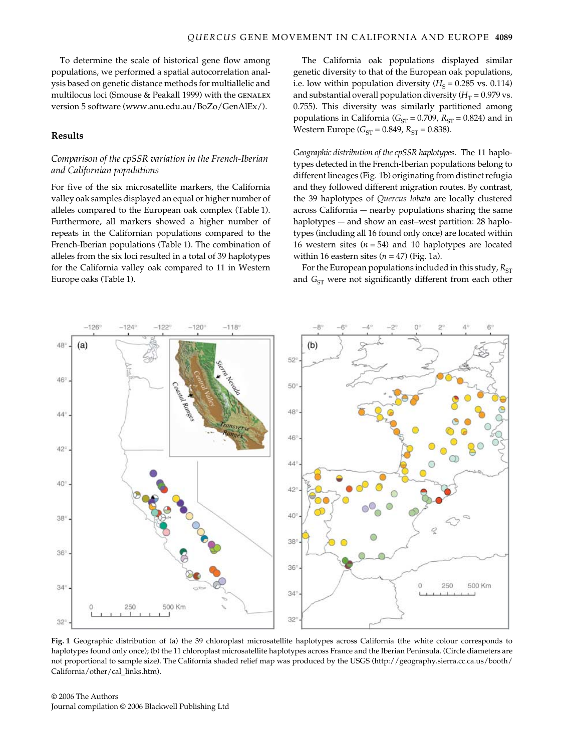To determine the scale of historical gene flow among populations, we performed a spatial autocorrelation analysis based on genetic distance methods for multiallelic and multilocus loci (Smouse & Peakall 1999) with the GENALEX version 5 software (www.anu.edu.au/BoZo/GenAlEx/).

## Results

### *Comparison of the cpSSR variation in the French-Iberian and Californian populations*

For five of the six microsatellite markers, the California valley oak samples displayed an equal or higher number of alleles compared to the European oak complex (Table 1). Furthermore, all markers showed a higher number of repeats in the Californian populations compared to the French-Iberian populations (Table 1). The combination of alleles from the six loci resulted in a total of 39 haplotypes for the California valley oak compared to 11 in Western Europe oaks (Table 1).

The California oak populations displayed similar genetic diversity to that of the European oak populations, i.e. low within population diversity ($H_S$ = 0.285 vs. 0.114) and substantial overall population diversity ($H_T$ = 0.979 vs. 0.755). This diversity was similarly partitioned among populations in California ($G_{ST}$ = 0.709, $R_{ST}$ = 0.824) and in Western Europe ($G_{ST}$ = 0.849, $R_{ST}$ = 0.838).

*Geographic distribution of the cpSSR haplotypes.* The 11 haplotypes detected in the French-Iberian populations belong to different lineages (Fig. 1b) originating from distinct refugia and they followed different migration routes. By contrast, the 39 haplotypes of *Quercus lobata* are locally clustered across California — nearby populations sharing the same haplotypes — and show an east–west partition: 28 haplotypes (including all 16 found only once) are located within 16 western sites ($n$ = 54) and 10 haplotypes are located within 16 eastern sites ($n$ = 47) (Fig. 1a).

For the European populations included in this study, $R_{ST}$ and $G_{ST}$ were not significantly different from each other

**Fig. 1** Geographic distribution of (a) the 39 chloroplast microsatellite haplotypes across California (the white colour corresponds to haplotypes found only once); (b) the 11 chloroplast microsatellite haplotypes across France and the Iberian Peninsula. (Circle diameters are not proportional to sample size). The California shaded relief map was produced by the USGS (http://geography.sierra.cc.ca.us/booth/California/other/cal_links.htm).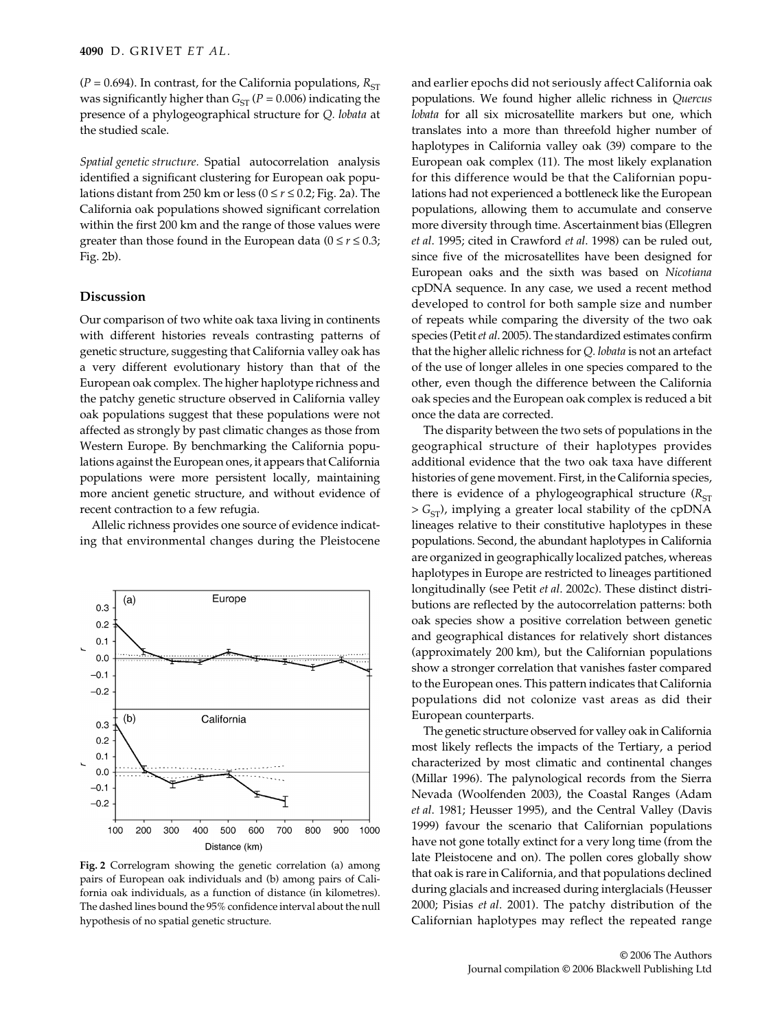($P = 0.694$). In contrast, for the California populations, $R_{ST}$ was significantly higher than $G_{ST}$ ($P = 0.006$) indicating the presence of a phylogeographical structure for *Q. lobata* at the studied scale.

*Spatial genetic structure.* Spatial autocorrelation analysis identified a significant clustering for European oak populations distant from 250 km or less ($0 \leq r \leq 0.2$; Fig. 2a). The California oak populations showed significant correlation within the first 200 km and the range of those values were greater than those found in the European data ($0 \leq r \leq 0.3$; Fig. 2b).

## Discussion

Our comparison of two white oak taxa living in continents with different histories reveals contrasting patterns of genetic structure, suggesting that California valley oak has a very different evolutionary history than that of the European oak complex. The higher haplotype richness and the patchy genetic structure observed in California valley oak populations suggest that these populations were not affected as strongly by past climatic changes as those from Western Europe. By benchmarking the California populations against the European ones, it appears that California populations were more persistent locally, maintaining more ancient genetic structure, and without evidence of recent contraction to a few refugia.

Allelic richness provides one source of evidence indicating that environmental changes during the Pleistocene and earlier epochs did not seriously affect California oak populations. We found higher allelic richness in *Quercus lobata* for all six microsatellite markers but one, which translates into a more than threefold higher number of haplotypes in California valley oak (39) compare to the European oak complex (11). The most likely explanation for this difference would be that the Californian populations had not experienced a bottleneck like the European populations, allowing them to accumulate and conserve more diversity through time. Ascertainment bias (Ellegren *et al*. 1995; cited in Crawford *et al*. 1998) can be ruled out, since five of the microsatellites have been designed for European oaks and the sixth was based on *Nicotiana* cpDNA sequence. In any case, we used a recent method developed to control for both sample size and number of repeats while comparing the diversity of the two oak species (Petit *et al*. 2005). The standardized estimates confirm that the higher allelic richness for *Q. lobata* is not an artefact of the use of longer alleles in one species compared to the other, even though the difference between the California oak species and the European oak complex is reduced a bit once the data are corrected.

The disparity between the two sets of populations in the geographical structure of their haplotypes provides additional evidence that the two oak taxa have different histories of gene movement. First, in the California species, there is evidence of a phylogeographical structure ($R_{ST} > G_{ST}$), implying a greater local stability of the cpDNA lineages relative to their constitutive haplotypes in these populations. Second, the abundant haplotypes in California are organized in geographically localized patches, whereas haplotypes in Europe are restricted to lineages partitioned longitudinally (see Petit *et al*. 2002c). These distinct distributions are reflected by the autocorrelation patterns: both oak species show a positive correlation between genetic and geographical distances for relatively short distances (approximately 200 km), but the Californian populations show a stronger correlation that vanishes faster compared to the European ones. This pattern indicates that California populations did not colonize vast areas as did their European counterparts.

The genetic structure observed for valley oak in California most likely reflects the impacts of the Tertiary, a period characterized by most climatic and continental changes (Millar 1996). The palynological records from the Sierra Nevada (Woolfenden 2003), the Coastal Ranges (Adam *et al*. 1981; Heusser 1995), and the Central Valley (Davis 1999) favour the scenario that Californian populations have not gone totally extinct for a very long time (from the late Pleistocene and on). The pollen cores globally show that oak is rare in California, and that populations declined during glacials and increased during interglacials (Heusser 2000; Pisias *et al*. 2001). The patchy distribution of the Californian haplotypes may reflect the repeated range

**Fig. 2** Correlogram showing the genetic correlation (a) among pairs of European oak individuals and (b) among pairs of California oak individuals, as a function of distance (in kilometres). The dashed lines bound the 95% confidence interval about the null hypothesis of no spatial genetic structure.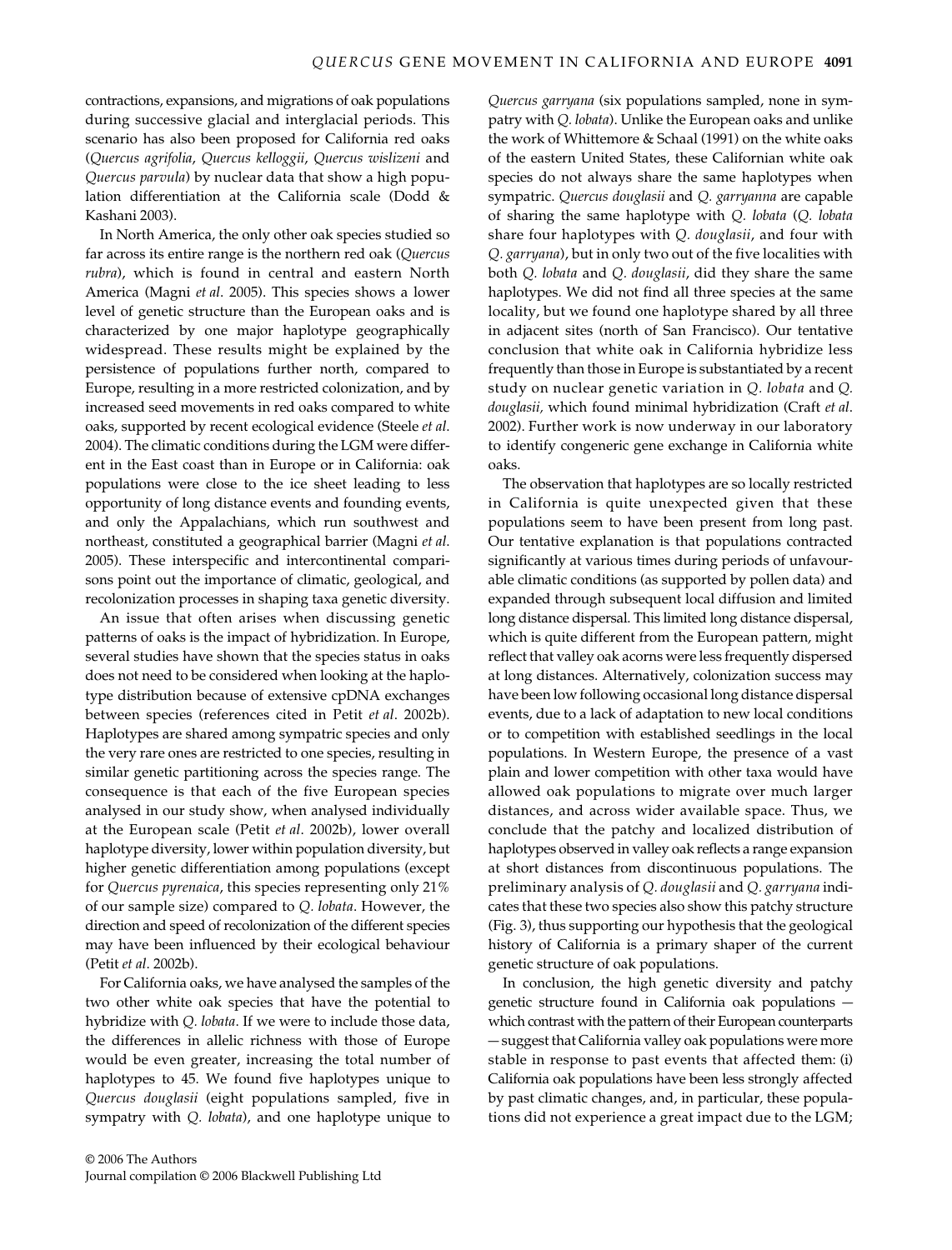contractions, expansions, and migrations of oak populations during successive glacial and interglacial periods. This scenario has also been proposed for California red oaks (*Quercus agrifolia*, *Quercus kelloggii*, *Quercus wislizeni* and *Quercus parvula*) by nuclear data that show a high population differentiation at the California scale (Dodd & Kashani 2003).

In North America, the only other oak species studied so far across its entire range is the northern red oak (*Quercus rubra*), which is found in central and eastern North America (Magni *et al*. 2005). This species shows a lower level of genetic structure than the European oaks and is characterized by one major haplotype geographically widespread. These results might be explained by the persistence of populations further north, compared to Europe, resulting in a more restricted colonization, and by increased seed movements in red oaks compared to white oaks, supported by recent ecological evidence (Steele *et al.* 2004). The climatic conditions during the LGM were different in the East coast than in Europe or in California: oak populations were close to the ice sheet leading to less opportunity of long distance events and founding events, and only the Appalachians, which run southwest and northeast, constituted a geographical barrier (Magni *et al*. 2005). These interspecific and intercontinental comparisons point out the importance of climatic, geological, and recolonization processes in shaping taxa genetic diversity.

An issue that often arises when discussing genetic patterns of oaks is the impact of hybridization. In Europe, several studies have shown that the species status in oaks does not need to be considered when looking at the haplotype distribution because of extensive cpDNA exchanges between species (references cited in Petit *et al*. 2002b). Haplotypes are shared among sympatric species and only the very rare ones are restricted to one species, resulting in similar genetic partitioning across the species range. The consequence is that each of the five European species analysed in our study show, when analysed individually at the European scale (Petit *et al*. 2002b), lower overall haplotype diversity, lower within population diversity, but higher genetic differentiation among populations (except for *Quercus pyrenaica*, this species representing only 21% of our sample size) compared to *Q. lobata*. However, the direction and speed of recolonization of the different species may have been influenced by their ecological behaviour (Petit *et al*. 2002b).

For California oaks, we have analysed the samples of the two other white oak species that have the potential to hybridize with *Q. lobata*. If we were to include those data, the differences in allelic richness with those of Europe would be even greater, increasing the total number of haplotypes to 45. We found five haplotypes unique to *Quercus douglasii* (eight populations sampled, five in sympatry with *Q. lobata*), and one haplotype unique to *Quercus garryana* (six populations sampled, none in sympatry with *Q. lobata*). Unlike the European oaks and unlike the work of Whittemore & Schaal (1991) on the white oaks of the eastern United States, these Californian white oak species do not always share the same haplotypes when sympatric. *Quercus douglasii* and *Q. garryanna* are capable of sharing the same haplotype with *Q. lobata* (*Q. lobata* share four haplotypes with *Q. douglasii*, and four with *Q. garryana*), but in only two out of the five localities with both *Q. lobata* and *Q. douglasii*, did they share the same haplotypes. We did not find all three species at the same locality, but we found one haplotype shared by all three in adjacent sites (north of San Francisco). Our tentative conclusion that white oak in California hybridize less frequently than those in Europe is substantiated by a recent study on nuclear genetic variation in *Q. lobata* and *Q. douglasii,* which found minimal hybridization (Craft *et al.* 2002). Further work is now underway in our laboratory to identify congeneric gene exchange in California white oaks.

The observation that haplotypes are so locally restricted in California is quite unexpected given that these populations seem to have been present from long past. Our tentative explanation is that populations contracted significantly at various times during periods of unfavourable climatic conditions (as supported by pollen data) and expanded through subsequent local diffusion and limited long distance dispersal. This limited long distance dispersal, which is quite different from the European pattern, might reflect that valley oak acorns were less frequently dispersed at long distances. Alternatively, colonization success may have been low following occasional long distance dispersal events, due to a lack of adaptation to new local conditions or to competition with established seedlings in the local populations. In Western Europe, the presence of a vast plain and lower competition with other taxa would have allowed oak populations to migrate over much larger distances, and across wider available space. Thus, we conclude that the patchy and localized distribution of haplotypes observed in valley oak reflects a range expansion at short distances from discontinuous populations. The preliminary analysis of *Q. douglasii* and *Q. garryana* indicates that these two species also show this patchy structure (Fig. 3), thus supporting our hypothesis that the geological history of California is a primary shaper of the current genetic structure of oak populations.

In conclusion, the high genetic diversity and patchy genetic structure found in California oak populations — which contrast with the pattern of their European counterparts — suggest that California valley oak populations were more stable in response to past events that affected them: (i) California oak populations have been less strongly affected by past climatic changes, and, in particular, these populations did not experience a great impact due to the LGM;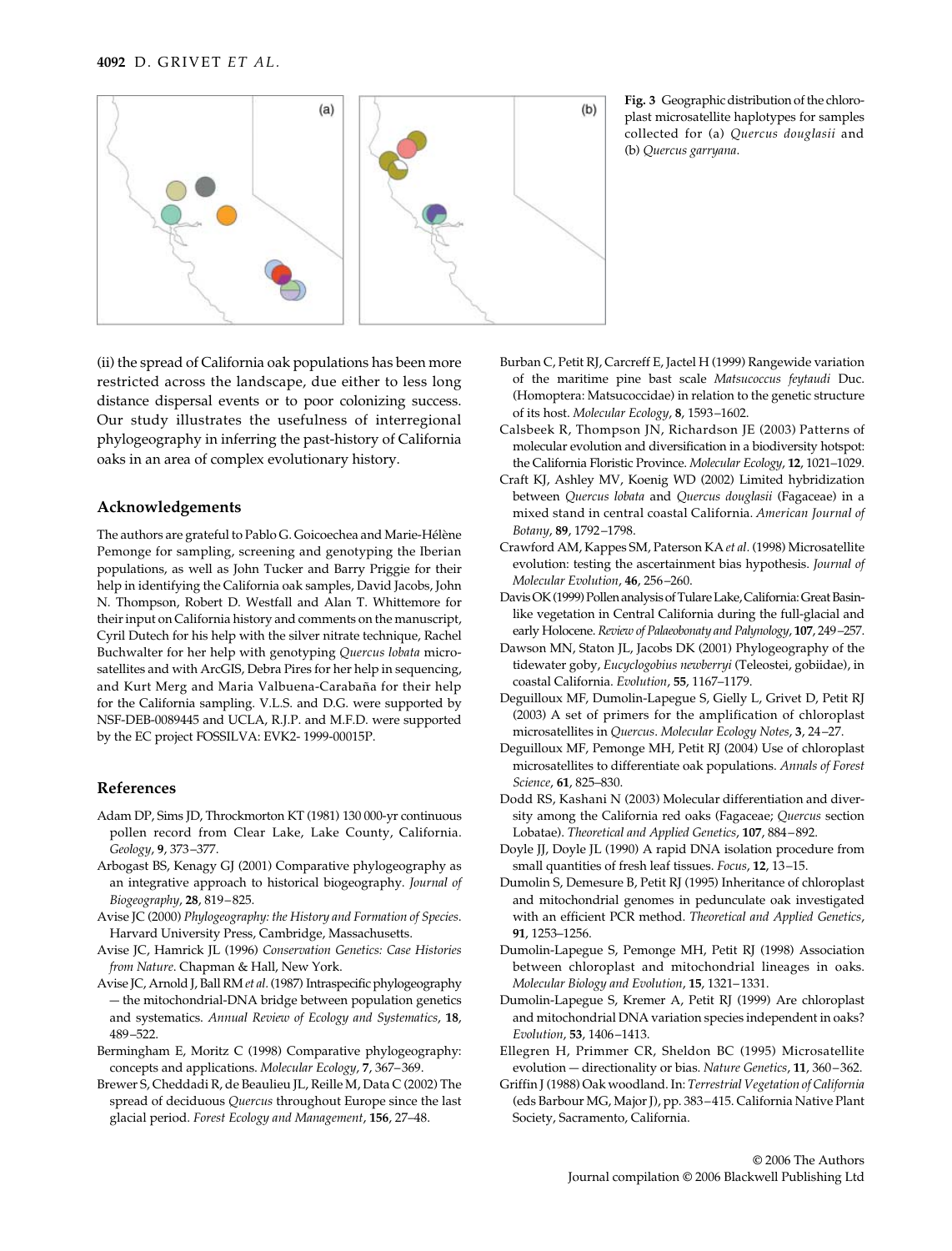Fig. 3 Geographic distribution of the chloroplast microsatellite haplotypes for samples collected for (a) *Quercus douglasii* and (b) *Quercus garryana*.

(ii) the spread of California oak populations has been more restricted across the landscape, due either to less long distance dispersal events or to poor colonizing success. Our study illustrates the usefulness of interregional phylogeography in inferring the past-history of California oaks in an area of complex evolutionary history.

## Acknowledgements

The authors are grateful to Pablo G. Goicoechea and Marie-Hélène Pemonge for sampling, screening and genotyping the Iberian populations, as well as John Tucker and Barry Priggie for their help in identifying the California oak samples, David Jacobs, John N. Thompson, Robert D. Westfall and Alan T. Whittemore for their input on California history and comments on the manuscript, Cyril Dutech for his help with the silver nitrate technique, Rachel Buchwalter for her help with genotyping *Quercus lobata* microsatellites and with ArcGIS, Debra Pires for her help in sequencing, and Kurt Merg and Maria Valbuena-Carabaña for their help for the California sampling. V.L.S. and D.G. were supported by NSF-DEB-0089445 and UCLA, R.J.P. and M.F.D. were supported by the EC project FOSSILVA: EVK2- 1999-00015P.

## References

Adam DP, Sims JD, Throckmorton KT (1981) 130 000-yr continuous pollen record from Clear Lake, Lake County, California. *Geology*, **9**, 373–377.

Arbogast BS, Kenagy GJ (2001) Comparative phylogeography as an integrative approach to historical biogeography. *Journal of Biogeography*, **28**, 819–825.

Avise JC (2000) *Phylogeography: the History and Formation of Species*. Harvard University Press, Cambridge, Massachusetts.

Avise JC, Hamrick JL (1996) *Conservation Genetics: Case Histories from Nature*. Chapman & Hall, New York.

Avise JC, Arnold J, Ball RM *et al.* (1987) Intraspecific phylogeography — the mitochondrial-DNA bridge between population genetics and systematics. *Annual Review of Ecology and Systematics*, **18**, 489–522.

Bermingham E, Moritz C (1998) Comparative phylogeography: concepts and applications. *Molecular Ecology*, **7**, 367–369.

Brewer S, Cheddadi R, de Beaulieu JL, Reille M, Data C (2002) The spread of deciduous *Quercus* throughout Europe since the last glacial period. *Forest Ecology and Management*, **156**, 27–48.

Burban C, Petit RJ, Carcreff E, Jactel H (1999) Rangewide variation of the maritime pine bast scale *Matsucoccus feytaudi* Duc. (Homoptera: Matsucoccidae) in relation to the genetic structure of its host. *Molecular Ecology*, **8**, 1593–1602.

Calsbeek R, Thompson JN, Richardson JE (2003) Patterns of molecular evolution and diversification in a biodiversity hotspot: the California Floristic Province. *Molecular Ecology*, **12**, 1021–1029.

Craft KJ, Ashley MV, Koenig WD (2002) Limited hybridization between *Quercus lobata* and *Quercus douglasii* (Fagaceae) in a mixed stand in central coastal California. *American Journal of Botany*, **89**, 1792–1798.

Crawford AM, Kappes SM, Paterson KA *et al.* (1998) Microsatellite evolution: testing the ascertainment bias hypothesis. *Journal of Molecular Evolution*, **46**, 256–260.

Davis OK (1999) Pollen analysis of Tulare Lake, California: Great Basin-like vegetation in Central California during the full-glacial and early Holocene. *Review of Palaeobonaty and Palynology*, **107**, 249–257.

Dawson MN, Staton JL, Jacobs DK (2001) Phylogeography of the tidewater goby, *Eucyclogobius newberryi* (Teleostei, gobiidae), in coastal California. *Evolution*, **55**, 1167–1179.

Deguilloux MF, Dumolin-Lapegue S, Gielly L, Grivet D, Petit RJ (2003) A set of primers for the amplification of chloroplast microsatellites in *Quercus*. *Molecular Ecology Notes*, **3**, 24–27.

Deguilloux MF, Pemonge MH, Petit RJ (2004) Use of chloroplast microsatellites to differentiate oak populations. *Annals of Forest Science*, **61**, 825–830.

Dodd RS, Kashani N (2003) Molecular differentiation and diversity among the California red oaks (Fagaceae; *Quercus* section Lobatae). *Theoretical and Applied Genetics*, **107**, 884–892.

Doyle JJ, Doyle JL (1990) A rapid DNA isolation procedure from small quantities of fresh leaf tissues. *Focus*, **12**, 13–15.

Dumolin S, Demesure B, Petit RJ (1995) Inheritance of chloroplast and mitochondrial genomes in pedunculate oak investigated with an efficient PCR method. *Theoretical and Applied Genetics*, **91**, 1253–1256.

Dumolin-Lapegue S, Pemonge MH, Petit RJ (1998) Association between chloroplast and mitochondrial lineages in oaks. *Molecular Biology and Evolution*, **15**, 1321–1331.

Dumolin-Lapegue S, Kremer A, Petit RJ (1999) Are chloroplast and mitochondrial DNA variation species independent in oaks? *Evolution*, **53**, 1406–1413.

Ellegren H, Primmer CR, Sheldon BC (1995) Microsatellite evolution — directionality or bias. *Nature Genetics*, **11**, 360–362.

Griffin J (1988) Oak woodland. In: *Terrestrial Vegetation of California* (eds Barbour MG, Major J), pp. 383–415. California Native Plant Society, Sacramento, California.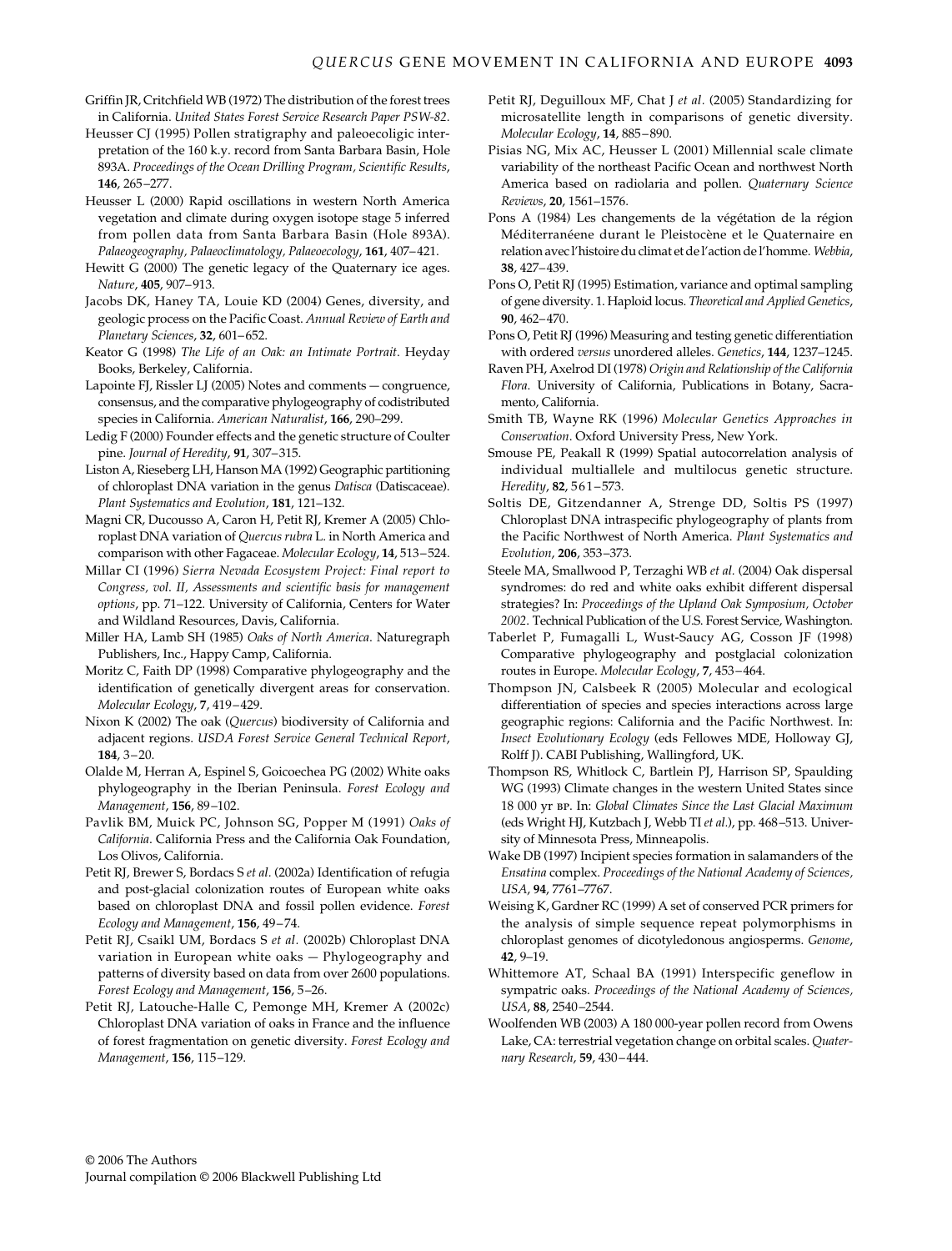Griffin JR, Critchfield WB (1972) The distribution of the forest trees in California. *United States Forest Service Research Paper PSW-82*.

Heusser CJ (1995) Pollen stratigraphy and paleoecoligic interpretation of the 160 k.y. record from Santa Barbara Basin, Hole 893A. *Proceedings of the Ocean Drilling Program, Scientific Results*, **146**, 265–277.

Heusser L (2000) Rapid oscillations in western North America vegetation and climate during oxygen isotope stage 5 inferred from pollen data from Santa Barbara Basin (Hole 893A). *Palaeogeography, Palaeoclimatology, Palaeoecology*, **161**, 407–421.

Hewitt G (2000) The genetic legacy of the Quaternary ice ages. *Nature*, **405**, 907–913.

Jacobs DK, Haney TA, Louie KD (2004) Genes, diversity, and geologic process on the Pacific Coast. *Annual Review of Earth and Planetary Sciences*, **32**, 601–652.

Keator G (1998) *The Life of an Oak: an Intimate Portrait*. Heyday Books, Berkeley, California.

Lapointe FJ, Rissler LJ (2005) Notes and comments — congruence, consensus, and the comparative phylogeography of codistributed species in California. *American Naturalist*, **166**, 290–299.

Ledig F (2000) Founder effects and the genetic structure of Coulter pine. *Journal of Heredity*, **91**, 307–315.

Liston A, Rieseberg LH, Hanson MA (1992) Geographic partitioning of chloroplast DNA variation in the genus *Datisca* (Datiscaceae). *Plant Systematics and Evolution*, **181**, 121–132.

Magni CR, Ducousso A, Caron H, Petit RJ, Kremer A (2005) Chloroplast DNA variation of *Quercus rubra* L. in North America and comparison with other Fagaceae. *Molecular Ecology*, **14**, 513–524.

Millar CI (1996) *Sierra Nevada Ecosystem Project: Final report to Congress, vol. II, Assessments and scientific basis for management options*, pp. 71–122. University of California, Centers for Water and Wildland Resources, Davis, California.

Miller HA, Lamb SH (1985) *Oaks of North America*. Naturegraph Publishers, Inc., Happy Camp, California.

Moritz C, Faith DP (1998) Comparative phylogeography and the identification of genetically divergent areas for conservation. *Molecular Ecology*, **7**, 419–429.

Nixon K (2002) The oak (*Quercus*) biodiversity of California and adjacent regions. *USDA Forest Service General Technical Report*, **184**, 3–20.

Olalde M, Herran A, Espinel S, Goicoechea PG (2002) White oaks phylogeography in the Iberian Peninsula. *Forest Ecology and Management*, **156**, 89–102.

Pavlik BM, Muick PC, Johnson SG, Popper M (1991) *Oaks of California*. California Press and the California Oak Foundation, Los Olivos, California.

Petit RJ, Brewer S, Bordacs S *et al*. (2002a) Identification of refugia and post-glacial colonization routes of European white oaks based on chloroplast DNA and fossil pollen evidence. *Forest Ecology and Management*, **156**, 49–74.

Petit RJ, Csaikl UM, Bordacs S *et al.* (2002b) Chloroplast DNA variation in European white oaks — Phylogeography and patterns of diversity based on data from over 2600 populations. *Forest Ecology and Management*, **156**, 5–26.

Petit RJ, Latouche-Halle C, Pemonge MH, Kremer A (2002c) Chloroplast DNA variation of oaks in France and the influence of forest fragmentation on genetic diversity. *Forest Ecology and Management*, **156**, 115–129.

Petit RJ, Deguilloux MF, Chat J *et al*. (2005) Standardizing for microsatellite length in comparisons of genetic diversity. *Molecular Ecology*, **14**, 885–890.

Pisias NG, Mix AC, Heusser L (2001) Millennial scale climate variability of the northeast Pacific Ocean and northwest North America based on radiolaria and pollen. *Quaternary Science Reviews*, **20**, 1561–1576.

Pons A (1984) Les changements de la végétation de la région Méditerranéene durant le Pleistocène et le Quaternaire en relation avec l'histoire du climat et de l'action de l'homme. *Webbia*, **38**, 427–439.

Pons O, Petit RJ (1995) Estimation, variance and optimal sampling of gene diversity. 1. Haploid locus. *Theoretical and Applied Genetics*, **90**, 462–470.

Pons O, Petit RJ (1996) Measuring and testing genetic differentiation with ordered *versus* unordered alleles. *Genetics*, **144**, 1237–1245.

Raven PH, Axelrod DI (1978) *Origin and Relationship of the California Flora*. University of California, Publications in Botany, Sacramento, California.

Smith TB, Wayne RK (1996) *Molecular Genetics Approaches in Conservation*. Oxford University Press, New York.

Smouse PE, Peakall R (1999) Spatial autocorrelation analysis of individual multiallele and multilocus genetic structure. *Heredity*, **82**, 561–573.

Soltis DE, Gitzendanner A, Strenge DD, Soltis PS (1997) Chloroplast DNA intraspecific phylogeography of plants from the Pacific Northwest of North America. *Plant Systematics and Evolution*, **206**, 353–373.

Steele MA, Smallwood P, Terzaghi WB *et al.* (2004) Oak dispersal syndromes: do red and white oaks exhibit different dispersal strategies? In: *Proceedings of the Upland Oak Symposium, October 2002*. Technical Publication of the U.S. Forest Service, Washington.

Taberlet P, Fumagalli L, Wust-Saucy AG, Cosson JF (1998) Comparative phylogeography and postglacial colonization routes in Europe. *Molecular Ecology*, **7**, 453–464.

Thompson JN, Calsbeek R (2005) Molecular and ecological differentiation of species and species interactions across large geographic regions: California and the Pacific Northwest. In: *Insect Evolutionary Ecology* (eds Fellowes MDE, Holloway GJ, Rolff J). CABI Publishing, Wallingford, UK.

Thompson RS, Whitlock C, Bartlein PJ, Harrison SP, Spaulding WG (1993) Climate changes in the western United States since 18 000 yr BP. In: *Global Climates Since the Last Glacial Maximum* (eds Wright HJ, Kutzbach J, Webb TI *et al*.), pp. 468–513. University of Minnesota Press, Minneapolis.

Wake DB (1997) Incipient species formation in salamanders of the *Ensatina* complex. *Proceedings of the National Academy of Sciences, USA*, **94**, 7761–7767.

Weising K, Gardner RC (1999) A set of conserved PCR primers for the analysis of simple sequence repeat polymorphisms in chloroplast genomes of dicotyledonous angiosperms. *Genome*, **42**, 9–19.

Whittemore AT, Schaal BA (1991) Interspecific geneflow in sympatric oaks. *Proceedings of the National Academy of Sciences, USA*, **88**, 2540–2544.

Woolfenden WB (2003) A 180 000-year pollen record from Owens Lake, CA: terrestrial vegetation change on orbital scales. *Quaternary Research*, **59**, 430–444.